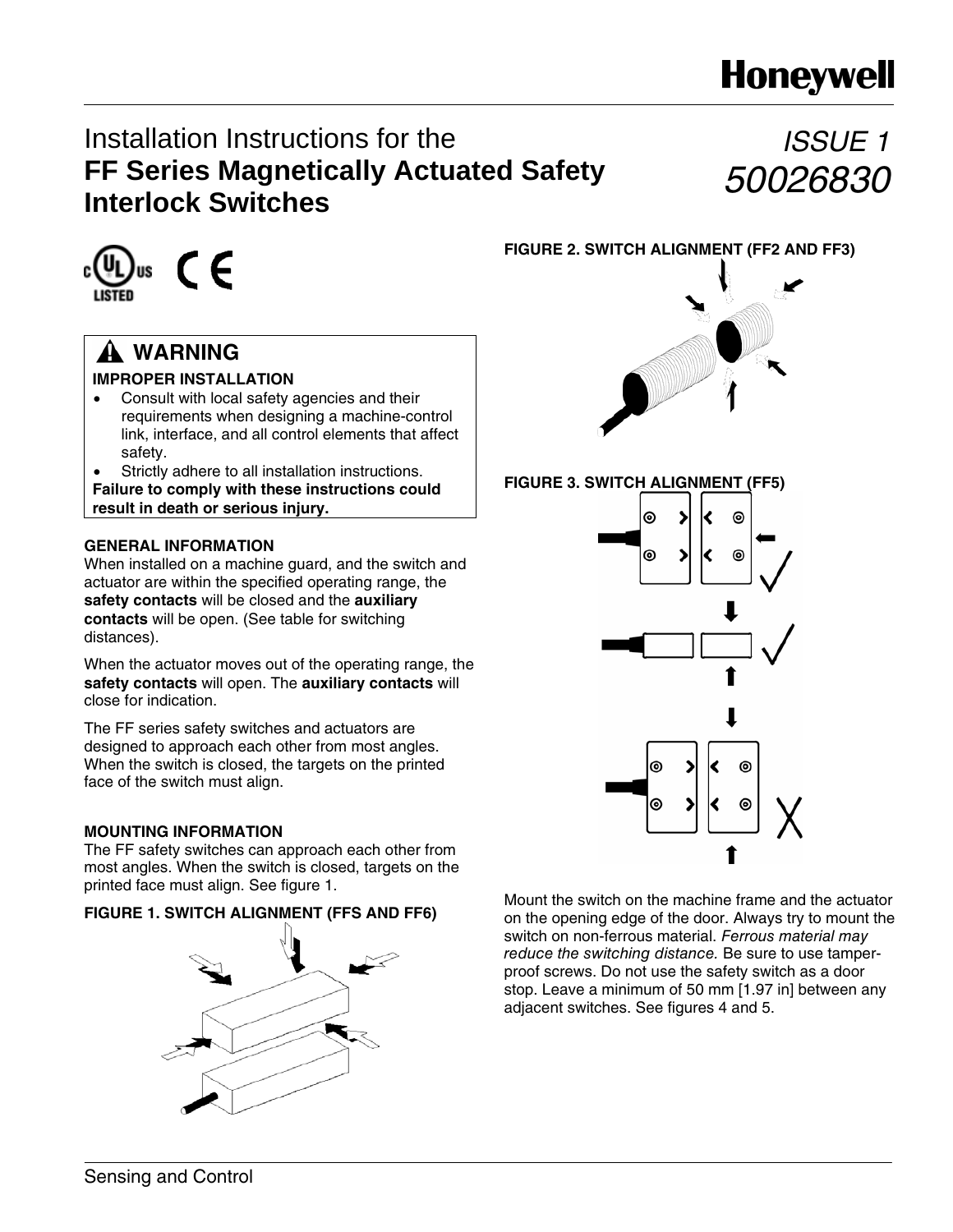Honeywell

# Installation Instructions for the **FF Series Magnetically Actuated Safety Interlock Switches**

*ISSUE 1*
*50026830*

## ⚠ WARNING

**IMPROPER INSTALLATION**

- Consult with local safety agencies and their requirements when designing a machine-control link, interface, and all control elements that affect safety.
- Strictly adhere to all installation instructions.

**Failure to comply with these instructions could result in death or serious injury.**

### GENERAL INFORMATION

When installed on a machine guard, and the switch and actuator are within the specified operating range, the **safety contacts** will be closed and the **auxiliary contacts** will be open. (See table for switching distances).

When the actuator moves out of the operating range, the **safety contacts** will open. The **auxiliary contacts** will close for indication.

The FF series safety switches and actuators are designed to approach each other from most angles. When the switch is closed, the targets on the printed face of the switch must align.

### MOUNTING INFORMATION

The FF safety switches can approach each other from most angles. When the switch is closed, targets on the printed face must align. See figure 1.

**FIGURE 1. SWITCH ALIGNMENT (FFS AND FF6)**

**FIGURE 2. SWITCH ALIGNMENT (FF2 AND FF3)**

**FIGURE 3. SWITCH ALIGNMENT (FF5)**

Mount the switch on the machine frame and the actuator on the opening edge of the door. Always try to mount the switch on non-ferrous material. *Ferrous material may reduce the switching distance.* Be sure to use tamper-proof screws. Do not use the safety switch as a door stop. Leave a minimum of 50 mm [1.97 in] between any adjacent switches. See figures 4 and 5.

Sensing and Control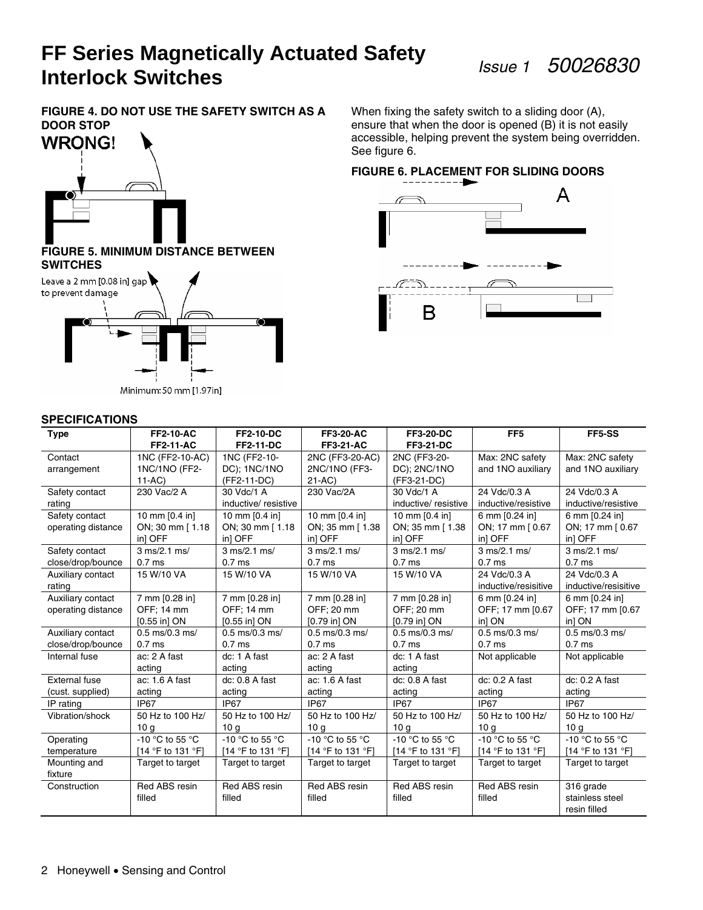**FIGURE 4. DO NOT USE THE SAFETY SWITCH AS A DOOR STOP**

WRONG!

**FIGURE 5. MINIMUM DISTANCE BETWEEN SWITCHES**

Leave a 2 mm [0.08 in] gap to prevent damage

Minimum: 50 mm [1.97in]

When fixing the safety switch to a sliding door (A), ensure that when the door is opened (B) it is not easily accessible, helping prevent the system being overridden. See figure 6.

**FIGURE 6. PLACEMENT FOR SLIDING DOORS**

### SPECIFICATIONS

| Type | FF2-10-AC FF2-11-AC | FF2-10-DC FF2-11-DC | FF3-20-AC FF3-21-AC | FF3-20-DC FF3-21-DC | FF5 | FF5-SS |
|---|---|---|---|---|---|---|
| Contact arrangement | 1NC (FF2-10-AC) 1NC/1NO (FF2-11-AC) | 1NC (FF2-10-DC); 1NC/1NO (FF2-11-DC) | 2NC (FF3-20-AC) 2NC/1NO (FF3-21-AC) | 2NC (FF3-20-DC); 2NC/1NO (FF3-21-DC) | Max: 2NC safety and 1NO auxiliary | Max: 2NC safety and 1NO auxiliary |
| Safety contact rating | 230 Vac/2 A | 30 Vdc/1 A inductive/ resistive | 230 Vac/2A | 30 Vdc/1 A inductive/ resistive | 24 Vdc/0.3 A inductive/resistive | 24 Vdc/0.3 A inductive/resistive |
| Safety contact operating distance | 10 mm [0.4 in] ON; 30 mm [ 1.18 in] OFF | 10 mm [0.4 in] ON; 30 mm [ 1.18 in] OFF | 10 mm [0.4 in] ON; 35 mm [ 1.38 in] OFF | 10 mm [0.4 in] ON; 35 mm [ 1.38 in] OFF | 6 mm [0.24 in] ON; 17 mm [ 0.67 in] OFF | 6 mm [0.24 in] ON; 17 mm [ 0.67 in] OFF |
| Safety contact close/drop/bounce | 3 ms/2.1 ms/ 0.7 ms | 3 ms/2.1 ms/ 0.7 ms | 3 ms/2.1 ms/ 0.7 ms | 3 ms/2.1 ms/ 0.7 ms | 3 ms/2.1 ms/ 0.7 ms | 3 ms/2.1 ms/ 0.7 ms |
| Auxiliary contact rating | 15 W/10 VA | 15 W/10 VA | 15 W/10 VA | 15 W/10 VA | 24 Vdc/0.3 A inductive/resisitive | 24 Vdc/0.3 A inductive/resisitive |
| Auxiliary contact operating distance | 7 mm [0.28 in] OFF; 14 mm [0.55 in] ON | 7 mm [0.28 in] OFF; 14 mm [0.55 in] ON | 7 mm [0.28 in] OFF; 20 mm [0.79 in] ON | 7 mm [0.28 in] OFF; 20 mm [0.79 in] ON | 6 mm [0.24 in] OFF; 17 mm [0.67 in] ON | 6 mm [0.24 in] OFF; 17 mm [0.67 in] ON |
| Auxiliary contact close/drop/bounce | 0.5 ms/0.3 ms/ 0.7 ms | 0.5 ms/0.3 ms/ 0.7 ms | 0.5 ms/0.3 ms/ 0.7 ms | 0.5 ms/0.3 ms/ 0.7 ms | 0.5 ms/0.3 ms/ 0.7 ms | 0.5 ms/0.3 ms/ 0.7 ms |
| Internal fuse | ac: 2 A fast acting | dc: 1 A fast acting | ac: 2 A fast acting | dc: 1 A fast acting | Not applicable | Not applicable |
| External fuse (cust. supplied) | ac: 1.6 A fast acting | dc: 0.8 A fast acting | ac: 1.6 A fast acting | dc: 0.8 A fast acting | dc: 0.2 A fast acting | dc: 0.2 A fast acting |
| IP rating | IP67 | IP67 | IP67 | IP67 | IP67 | IP67 |
| Vibration/shock | 50 Hz to 100 Hz/ 10 g | 50 Hz to 100 Hz/ 10 g | 50 Hz to 100 Hz/ 10 g | 50 Hz to 100 Hz/ 10 g | 50 Hz to 100 Hz/ 10 g | 50 Hz to 100 Hz/ 10 g |
| Operating temperature | -10 °C to 55 °C [14 °F to 131 °F] | -10 °C to 55 °C [14 °F to 131 °F] | -10 °C to 55 °C [14 °F to 131 °F] | -10 °C to 55 °C [14 °F to 131 °F] | -10 °C to 55 °C [14 °F to 131 °F] | -10 °C to 55 °C [14 °F to 131 °F] |
| Mounting and fixture | Target to target | Target to target | Target to target | Target to target | Target to target | Target to target |
| Construction | Red ABS resin filled | Red ABS resin filled | Red ABS resin filled | Red ABS resin filled | Red ABS resin filled | 316 grade stainless steel resin filled |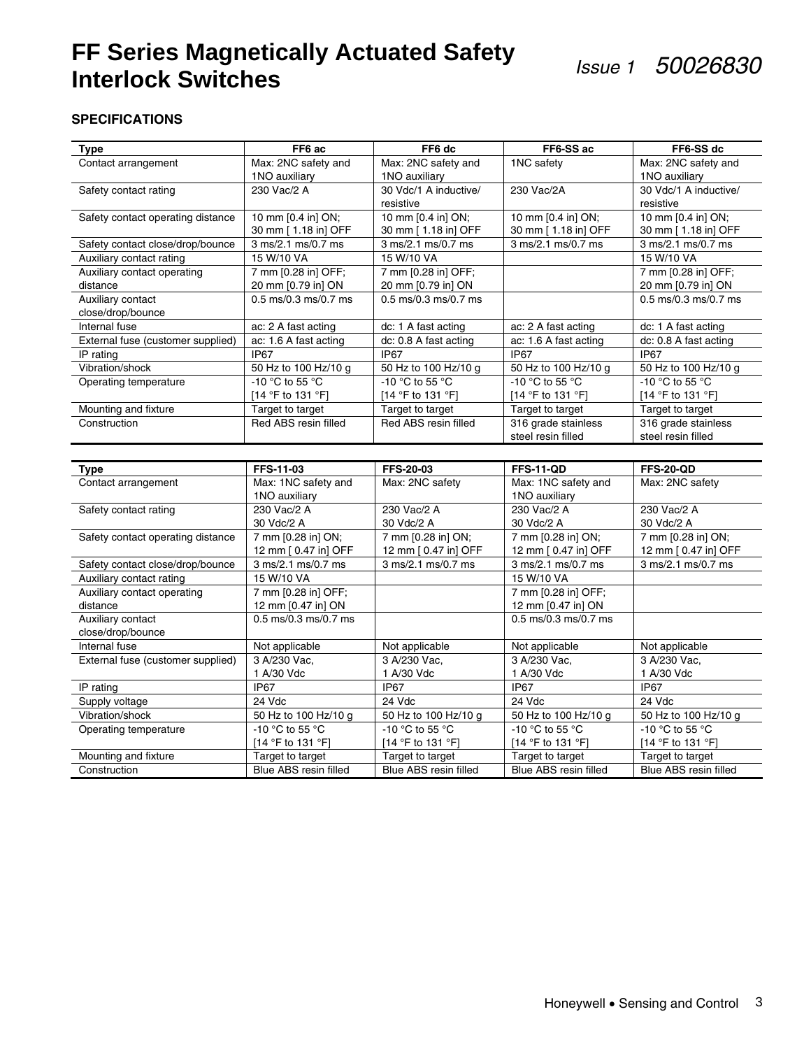# FF Series Magnetically Actuated Safety Interlock Switches

*Issue 1 50026830*

### SPECIFICATIONS

| Type | FF6 ac | FF6 dc | FF6-SS ac | FF6-SS dc |
|---|---|---|---|---|
| Contact arrangement | Max: 2NC safety and 1NO auxiliary | Max: 2NC safety and 1NO auxiliary | 1NC safety | Max: 2NC safety and 1NO auxiliary |
| Safety contact rating | 230 Vac/2 A | 30 Vdc/1 A inductive/ resistive | 230 Vac/2A | 30 Vdc/1 A inductive/ resistive |
| Safety contact operating distance | 10 mm [0.4 in] ON; 30 mm [ 1.18 in] OFF | 10 mm [0.4 in] ON; 30 mm [ 1.18 in] OFF | 10 mm [0.4 in] ON; 30 mm [ 1.18 in] OFF | 10 mm [0.4 in] ON; 30 mm [ 1.18 in] OFF |
| Safety contact close/drop/bounce | 3 ms/2.1 ms/0.7 ms | 3 ms/2.1 ms/0.7 ms | 3 ms/2.1 ms/0.7 ms | 3 ms/2.1 ms/0.7 ms |
| Auxiliary contact rating | 15 W/10 VA | 15 W/10 VA | | 15 W/10 VA |
| Auxiliary contact operating distance | 7 mm [0.28 in] OFF; 20 mm [0.79 in] ON | 7 mm [0.28 in] OFF; 20 mm [0.79 in] ON | | 7 mm [0.28 in] OFF; 20 mm [0.79 in] ON |
| Auxiliary contact close/drop/bounce | 0.5 ms/0.3 ms/0.7 ms | 0.5 ms/0.3 ms/0.7 ms | | 0.5 ms/0.3 ms/0.7 ms |
| Internal fuse | ac: 2 A fast acting | dc: 1 A fast acting | ac: 2 A fast acting | dc: 1 A fast acting |
| External fuse (customer supplied) | ac: 1.6 A fast acting | dc: 0.8 A fast acting | ac: 1.6 A fast acting | dc: 0.8 A fast acting |
| IP rating | IP67 | IP67 | IP67 | IP67 |
| Vibration/shock | 50 Hz to 100 Hz/10 g | 50 Hz to 100 Hz/10 g | 50 Hz to 100 Hz/10 g | 50 Hz to 100 Hz/10 g |
| Operating temperature | -10 °C to 55 °C [14 °F to 131 °F] | -10 °C to 55 °C [14 °F to 131 °F] | -10 °C to 55 °C [14 °F to 131 °F] | -10 °C to 55 °C [14 °F to 131 °F] |
| Mounting and fixture | Target to target | Target to target | Target to target | Target to target |
| Construction | Red ABS resin filled | Red ABS resin filled | 316 grade stainless steel resin filled | 316 grade stainless steel resin filled |

| Type | FFS-11-03 | FFS-20-03 | FFS-11-QD | FFS-20-QD |
|---|---|---|---|---|
| Contact arrangement | Max: 1NC safety and 1NO auxiliary | Max: 2NC safety | Max: 1NC safety and 1NO auxiliary | Max: 2NC safety |
| Safety contact rating | 230 Vac/2 A 30 Vdc/2 A | 230 Vac/2 A 30 Vdc/2 A | 230 Vac/2 A 30 Vdc/2 A | 230 Vac/2 A 30 Vdc/2 A |
| Safety contact operating distance | 7 mm [0.28 in] ON; 12 mm [ 0.47 in] OFF | 7 mm [0.28 in] ON; 12 mm [ 0.47 in] OFF | 7 mm [0.28 in] ON; 12 mm [ 0.47 in] OFF | 7 mm [0.28 in] ON; 12 mm [ 0.47 in] OFF |
| Safety contact close/drop/bounce | 3 ms/2.1 ms/0.7 ms | 3 ms/2.1 ms/0.7 ms | 3 ms/2.1 ms/0.7 ms | 3 ms/2.1 ms/0.7 ms |
| Auxiliary contact rating | 15 W/10 VA | | 15 W/10 VA | |
| Auxiliary contact operating distance | 7 mm [0.28 in] OFF; 12 mm [0.47 in] ON | | 7 mm [0.28 in] OFF; 12 mm [0.47 in] ON | |
| Auxiliary contact close/drop/bounce | 0.5 ms/0.3 ms/0.7 ms | | 0.5 ms/0.3 ms/0.7 ms | |
| Internal fuse | Not applicable | Not applicable | Not applicable | Not applicable |
| External fuse (customer supplied) | 3 A/230 Vac, 1 A/30 Vdc | 3 A/230 Vac, 1 A/30 Vdc | 3 A/230 Vac, 1 A/30 Vdc | 3 A/230 Vac, 1 A/30 Vdc |
| IP rating | IP67 | IP67 | IP67 | IP67 |
| Supply voltage | 24 Vdc | 24 Vdc | 24 Vdc | 24 Vdc |
| Vibration/shock | 50 Hz to 100 Hz/10 g | 50 Hz to 100 Hz/10 g | 50 Hz to 100 Hz/10 g | 50 Hz to 100 Hz/10 g |
| Operating temperature | -10 °C to 55 °C [14 °F to 131 °F] | -10 °C to 55 °C [14 °F to 131 °F] | -10 °C to 55 °C [14 °F to 131 °F] | -10 °C to 55 °C [14 °F to 131 °F] |
| Mounting and fixture | Target to target | Target to target | Target to target | Target to target |
| Construction | Blue ABS resin filled | Blue ABS resin filled | Blue ABS resin filled | Blue ABS resin filled |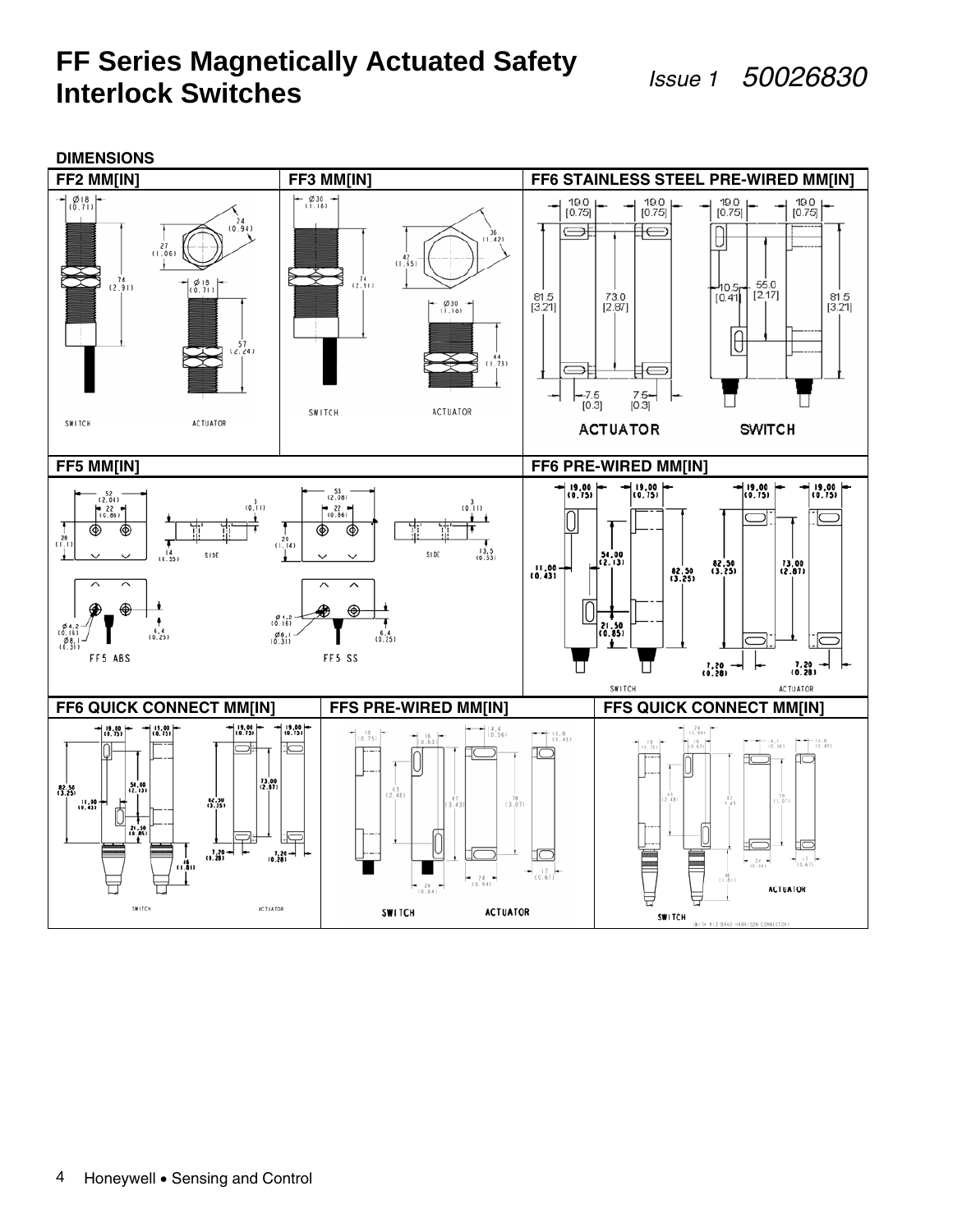# FF Series Magnetically Actuated Safety Interlock Switches

*Issue 1 50026830*

## DIMENSIONS

### FF2 MM[IN]

Ø18 (0.71)
24 (0.94)
27 (1.06)
74 (2.91)
Ø18 (0.71)
57 (2.24)

SWITCH ACTUATOR

### FF3 MM[IN]

Ø30 (1.18)
36 (1.42)
42 (1.65)
74 (2.91)
Ø30 (1.18)
44 (1.73)

SWITCH ACTUATOR

### FF6 STAINLESS STEEL PRE-WIRED MM[IN]

19.0 [0.75] 19.0 [0.75] 19.0 [0.75] 19.0 [0.75]
81.5 [3.21] 73.0 [2.87]
10.5 [0.41] 55.0 [2.17] 81.5 [3.21]
7.5 [0.3] 7.5 [0.3]

ACTUATOR SWITCH

### FF5 MM[IN]

52 (2.04)
22 (0.86)
3 (0.11)
28 (1.1)
14 (0.55)
SIDE
Ø4.2 (0.16)
Ø8.1 (0.31)
6.4 (0.25)
FF5 ABS

53 (2.08)
22 (0.86)
3 (0.11)
29 (1.14)
SIDE
13.5 (0.53)
Ø4.0 (0.16)
Ø8.1 (0.31)
6.4 (0.25)
FF5 SS

### FF6 PRE-WIRED MM[IN]

19.00 (0.75) 19.00 (0.75) 19.00 (0.75) 19.00 (0.75)
11.00 (0.43)
54.00 (2.13)
82.50 (3.25)
82.50 (3.25)
73.00 (2.87)
21.50 (0.85)
7.20 (0.28) 7.20 (0.28)

SWITCH ACTUATOR

### FF6 QUICK CONNECT MM[IN]

19.00 (0.75) 19.00 (0.75) 19.00 (0.75) 19.00 (0.75)
82.50 (3.25)
54.00 (2.13)
11.00 (0.43)
21.50 (0.85)
82.50 (3.25)
73.00 (2.87)
7.20 (0.28) 7.20 (0.28)
46 (1.81)

SWITCH ACTUATOR

### FFS PRE-WIRED MM[IN]

19 (0.75)
16 (0.63)
14.4 (0.56)
10.8 (0.43)
63 (2.48)
87 (3.43)
78 (3.07)
24 (0.94)
24 (0.94)
17 (0.67)

SWITCH ACTUATOR

### FFS QUICK CONNECT MM[IN]

24 (0.94)
19 (0.75)
16 (0.63)
14.1 (0.56)
10.8 (0.43)
63 (2.48)
87 (3.43)
78 (3.07)
24 (0.94)
17 (0.67)
46 (1.81)

ACTUATOR

SWITCH (WITH M12 BRAD HARRISON CONNECTOR)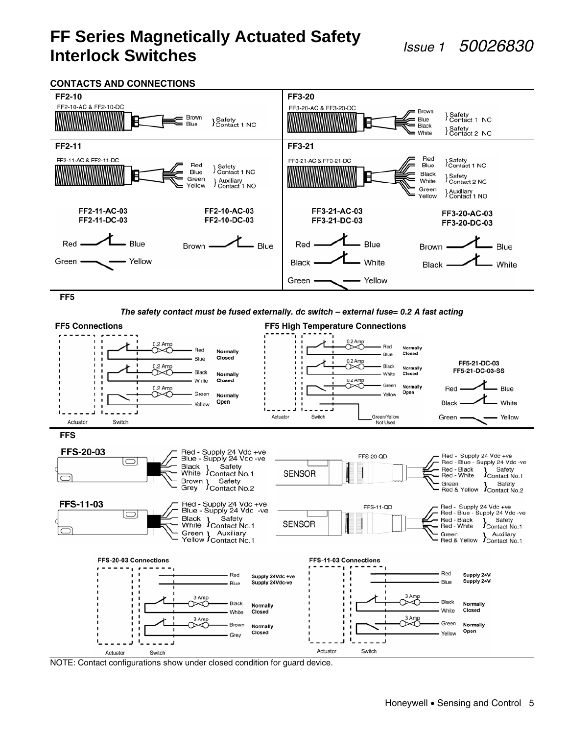# FF Series Magnetically Actuated Safety Interlock Switches

*Issue 1 50026830*

## CONTACTS AND CONNECTIONS

### FF2-10

FF2-10-AC & FF2-10-DC

Brown, Blue } Safety Contact 1 NC

### FF3-20

FF3-20-AC & FF3-20-DC

Brown, Blue } Safety Contact 1 NC

Black, White } Safety Contact 2 NC

### FF2-11

FF2-11-AC & FF2-11-DC

Red, Blue } Safety Contact 1 NC

Green, Yellow } Auxiliary Contact 1 NO

### FF3-21

FF3-21-AC & FF3-21-DC

Red, Blue } Safety Contact 1 NC

Black, White } Safety Contact 2 NC

Green, Yellow } Auxiliary Contact 1 NO

**FF2-11-AC-03, FF2-11-DC-03**

Red — Blue

Green — Yellow

**FF2-10-AC-03, FF2-10-DC-03**

Brown — Blue

**FF3-21-AC-03, FF3-21-DC-03**

Red — Blue

Black — White

Green — Yellow

**FF3-20-AC-03, FF3-20-DC-03**

Brown — Blue

Black — White

### FF5

***The safety contact must be fused externally. dc switch – external fuse= 0.2 A fast acting***

**FF5 Connections**

| Contact | Fuse | Wires | State |
|---|---|---|---|
| 1 | 0.2 Amp | Red, Blue | Normally Closed |
| 2 | 0.2 Amp | Black, White | Normally Closed |
| 3 | 0.2 Amp | Green, Yellow | Normally Open |

Actuator, Switch

**FF5 High Temperature Connections**

| Contact | Fuse | Wires | State |
|---|---|---|---|
| 1 | 0.2 Amp | Red, Blue | Normally Closed |
| 2 | 0.2 Amp | Black, White | Normally Closed |
| 3 | 0.2 Amp | Green, Yellow | Normally Open |

Actuator, Switch, Green/Yellow Not Used

**FF5-21-DC-03, FF5-21-DC-03-SS**

Red — Blue

Black — White

Green — Yellow

### FFS

**FFS-20-03**

- Red - Supply 24 Vdc +ve
- Blue - Supply 24 Vdc -ve
- Black, White } Safety Contact No.1
- Brown, Grey } Safety Contact No.2

**FFS-20-QD** (SENSOR)

- Red - Supply 24 Vdc +ve
- Red - Blue - Supply 24 Vdc -ve
- Red - Black, Red - White } Safety Contact No.1
- Green, Red & Yellow } Safety Contact No.2

**FFS-11-03**

- Red - Supply 24 Vdc +ve
- Blue - Supply 24 Vdc -ve
- Black, White } Safety Contact No.1
- Green, Yellow } Auxiliary Contact No.1

**FFS-11-QD** (SENSOR)

- Red - Supply 24 Vdc +ve
- Red - Blue - Supply 24 Vdc -ve
- Red - Black, Red - White } Safety Contact No.1
- Green, Red & Yellow } Auxiliary Contact No.1

**FFS-20-03 Connections**

| Wires | Fuse | Function |
|---|---|---|
| Red, Blue | | Supply 24Vdc +ve, Supply 24Vdc-ve |
| Black, White | 3 Amp | Normally Closed |
| Brown, Grey | 3 Amp | Normally Closed |

Actuator, Switch

**FFS-11-03 Connections**

| Wires | Fuse | Function |
|---|---|---|
| Red, Blue | | Supply 24V, Supply 24V |
| Black, White | 3 Amp | Normally Closed |
| Green, Yellow | 3 Amp | Normally Open |

Actuator, Switch

NOTE: Contact configurations show under closed condition for guard device.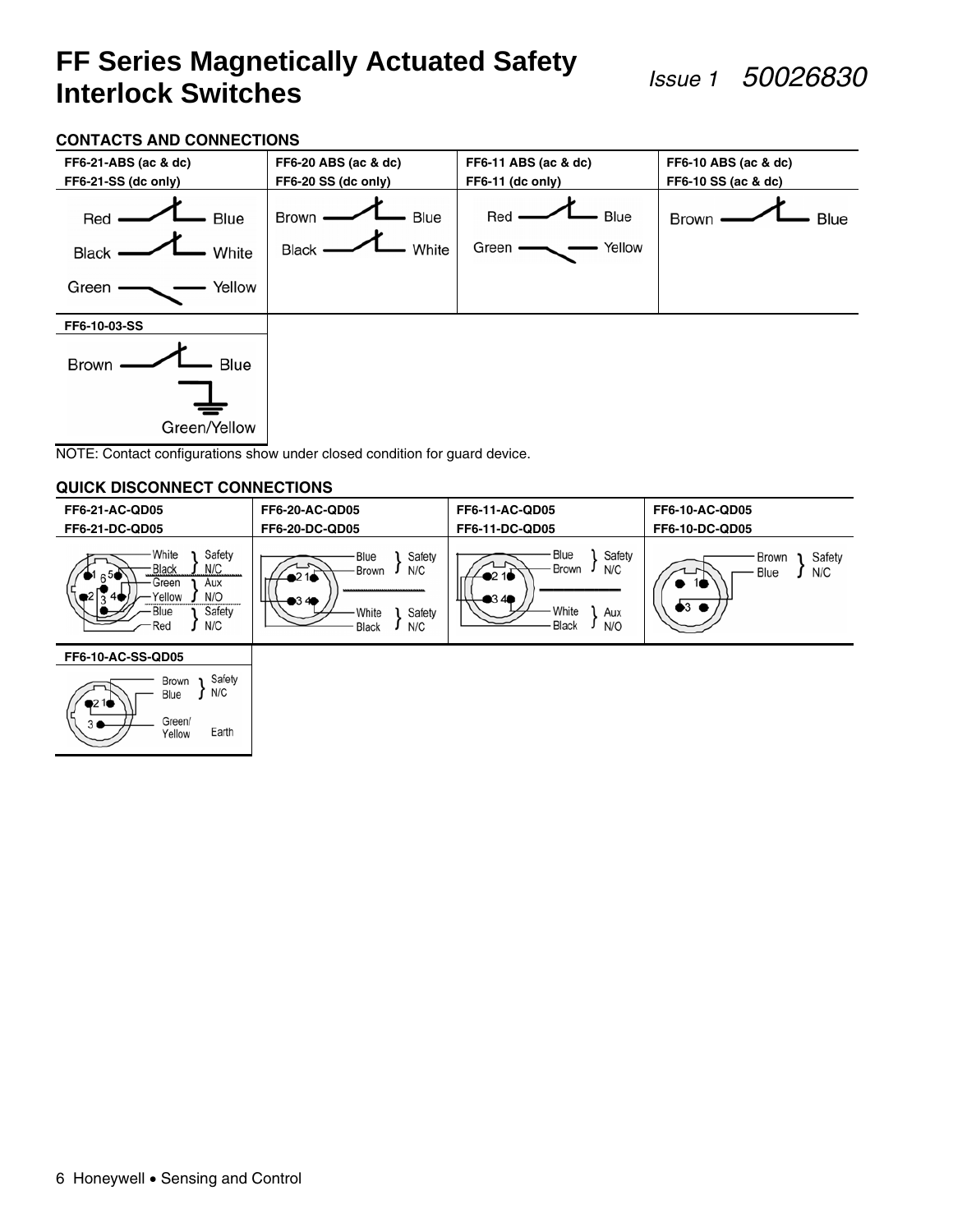# FF Series Magnetically Actuated Safety Interlock Switches

*Issue 1* *50026830*

### CONTACTS AND CONNECTIONS

| FF6-21-ABS (ac & dc) FF6-21-SS (dc only) | FF6-20 ABS (ac & dc) FF6-20 SS (dc only) | FF6-11 ABS (ac & dc) FF6-11 (dc only) | FF6-10 ABS (ac & dc) FF6-10 SS (ac & dc) |
|---|---|---|---|
| Red — Blue; Black — White; Green — Yellow | Brown — Blue; Black — White | Red — Blue; Green — Yellow | Brown — Blue |

| FF6-10-03-SS |
|---|
| Brown — Blue; Green/Yellow (earth) |

NOTE: Contact configurations show under closed condition for guard device.

### QUICK DISCONNECT CONNECTIONS

| FF6-21-AC-QD05 FF6-21-DC-QD05 | FF6-20-AC-QD05 FF6-20-DC-QD05 | FF6-11-AC-QD05 FF6-11-DC-QD05 | FF6-10-AC-QD05 FF6-10-DC-QD05 |
|---|---|---|---|
| White, Black: Safety N/C; Green, Yellow: Aux N/O; Blue, Red: Safety N/C | Blue, Brown: Safety N/C; White, Black: Safety N/C | Blue, Brown: Safety N/C; White, Black: Aux N/O | Brown, Blue: Safety N/C |

| FF6-10-AC-SS-QD05 |
|---|
| Brown, Blue: Safety N/C; Green/Yellow: Earth |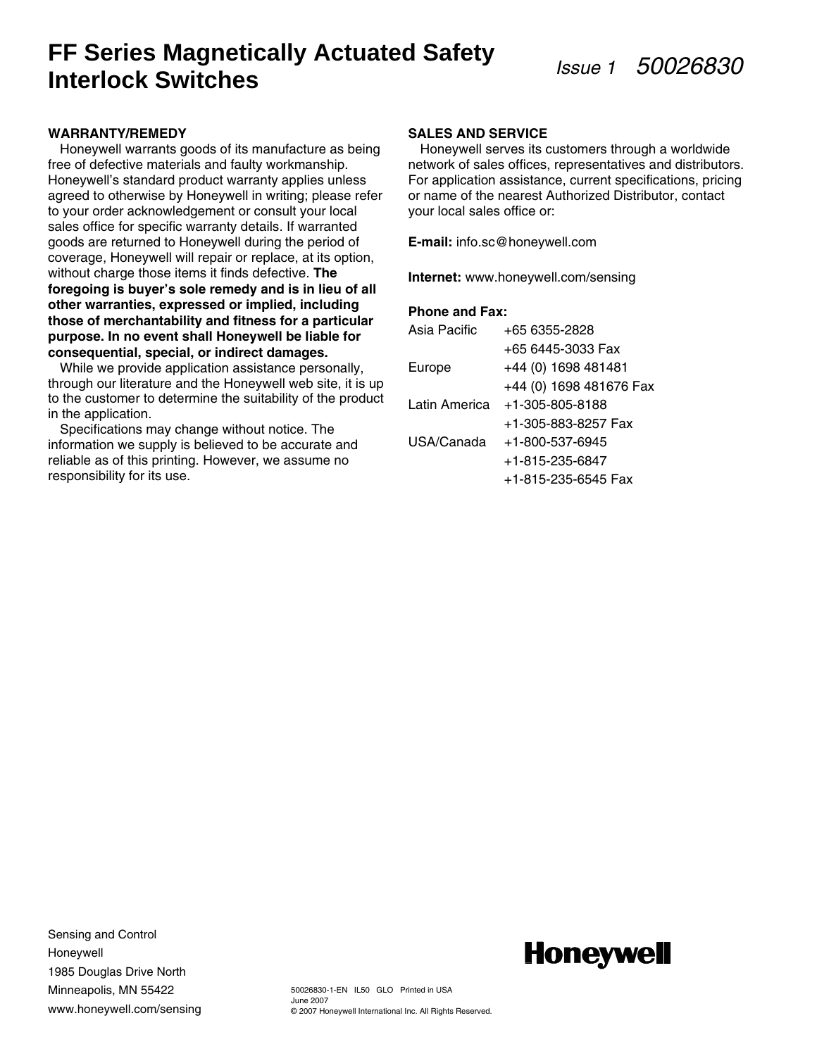## WARRANTY/REMEDY

Honeywell warrants goods of its manufacture as being free of defective materials and faulty workmanship. Honeywell's standard product warranty applies unless agreed to otherwise by Honeywell in writing; please refer to your order acknowledgement or consult your local sales office for specific warranty details. If warranted goods are returned to Honeywell during the period of coverage, Honeywell will repair or replace, at its option, without charge those items it finds defective. **The foregoing is buyer's sole remedy and is in lieu of all other warranties, expressed or implied, including those of merchantability and fitness for a particular purpose. In no event shall Honeywell be liable for consequential, special, or indirect damages.**

While we provide application assistance personally, through our literature and the Honeywell web site, it is up to the customer to determine the suitability of the product in the application.

Specifications may change without notice. The information we supply is believed to be accurate and reliable as of this printing. However, we assume no responsibility for its use.

## SALES AND SERVICE

Honeywell serves its customers through a worldwide network of sales offices, representatives and distributors. For application assistance, current specifications, pricing or name of the nearest Authorized Distributor, contact your local sales office or:

**E-mail:** info.sc@honeywell.com

**Internet:** www.honeywell.com/sensing

**Phone and Fax:**

| | |
|---|---|
| Asia Pacific | +65 6355-2828 |
| | +65 6445-3033 Fax |
| Europe | +44 (0) 1698 481481 |
| | +44 (0) 1698 481676 Fax |
| Latin America | +1-305-805-8188 |
| | +1-305-883-8257 Fax |
| USA/Canada | +1-800-537-6945 |
| | +1-815-235-6847 |
| | +1-815-235-6545 Fax |

Sensing and Control
Honeywell
1985 Douglas Drive North
Minneapolis, MN 55422
www.honeywell.com/sensing

50026830-1-EN IL50 GLO Printed in USA
June 2007
© 2007 Honeywell International Inc. All Rights Reserved.

**Honeywell**